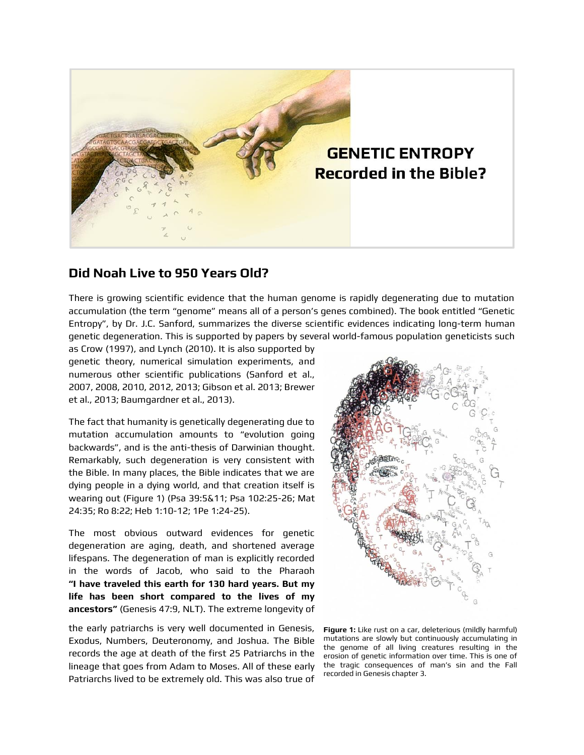# GENETIC ENTROPY Recorded in the Bible?

## Did Noah Live to 950 Years Old?

There is growing scientific evidence that the human genome is rapidly degenerating due to mutation accumulation (the term "genome" means all of a person's genes combined). The book entitled "Genetic Entropy", by Dr. J.C. Sanford, summarizes the diverse scientific evidences indicating long-term human genetic degeneration. This is supported by papers by several world-famous population geneticists such as Crow (1997), and Lynch (2010). It is also supported by genetic theory, numerical simulation experiments, and numerous other scientific publications (Sanford et al., 2007, 2008, 2010, 2012, 2013; Gibson et al. 2013; Brewer et al., 2013; Baumgardner et al., 2013).

The fact that humanity is genetically degenerating due to mutation accumulation amounts to "evolution going backwards", and is the anti-thesis of Darwinian thought. Remarkably, such degeneration is very consistent with the Bible. In many places, the Bible indicates that we are dying people in a dying world, and that creation itself is wearing out (Figure 1) (Psa 39:5&11; Psa 102:25-26; Mat 24:35; Ro 8:22; Heb 1:10-12; 1Pe 1:24-25).

The most obvious outward evidences for genetic degeneration are aging, death, and shortened average lifespans. The degeneration of man is explicitly recorded in the words of Jacob, who said to the Pharaoh **"I have traveled this earth for 130 hard years. But my life has been short compared to the lives of my ancestors"** (Genesis 47:9, NLT). The extreme longevity of the early patriarchs is very well documented in Genesis, Exodus, Numbers, Deuteronomy, and Joshua. The Bible records the age at death of the first 25 Patriarchs in the lineage that goes from Adam to Moses. All of these early Patriarchs lived to be extremely old. This was also true of

**Figure 1:** Like rust on a car, deleterious (mildly harmful) mutations are slowly but continuously accumulating in the genome of all living creatures resulting in the erosion of genetic information over time. This is one of the tragic consequences of man's sin and the Fall recorded in Genesis chapter 3.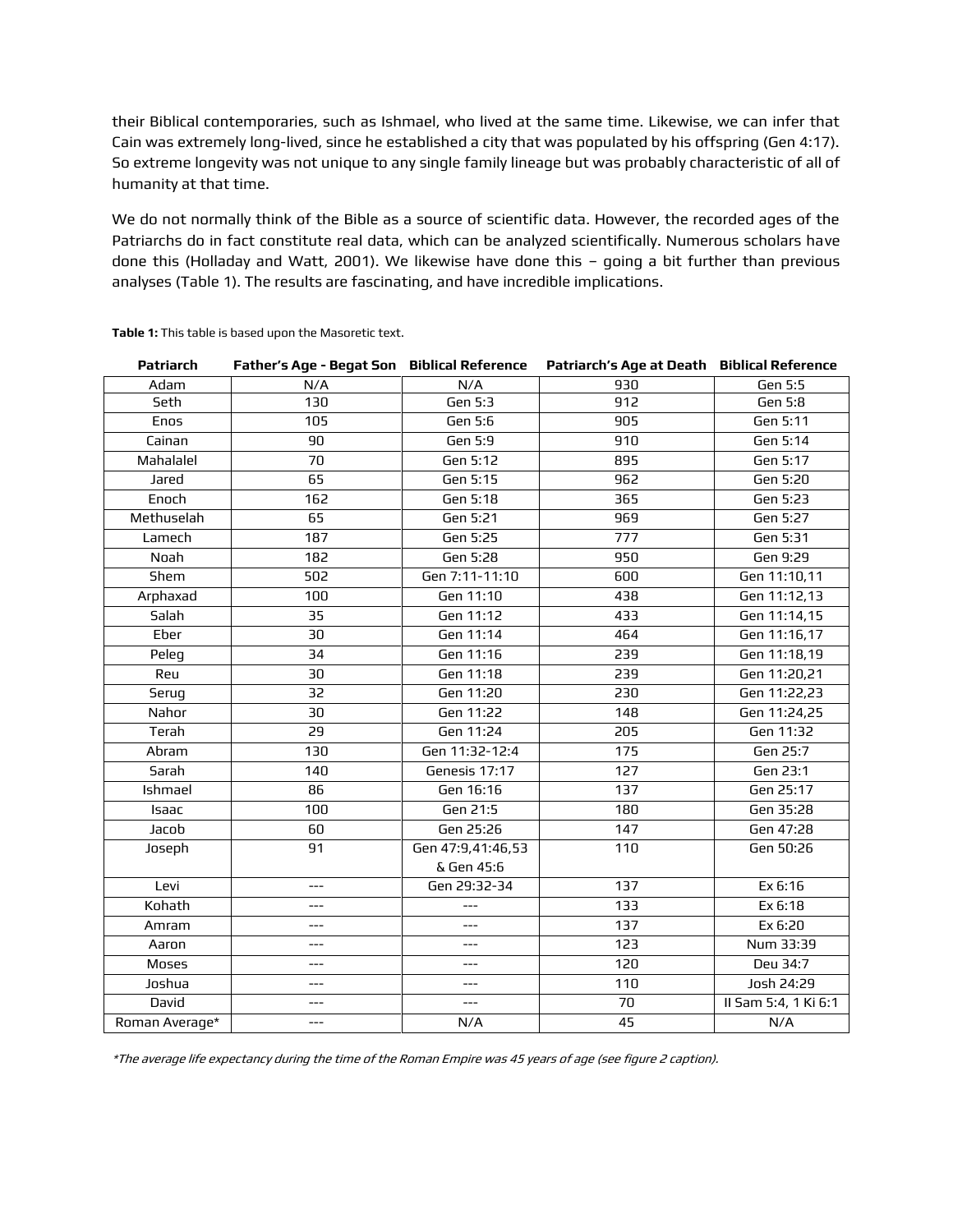their Biblical contemporaries, such as Ishmael, who lived at the same time. Likewise, we can infer that Cain was extremely long-lived, since he established a city that was populated by his offspring (Gen 4:17). So extreme longevity was not unique to any single family lineage but was probably characteristic of all of humanity at that time.

We do not normally think of the Bible as a source of scientific data. However, the recorded ages of the Patriarchs do in fact constitute real data, which can be analyzed scientifically. Numerous scholars have done this (Holladay and Watt, 2001). We likewise have done this – going a bit further than previous analyses (Table 1). The results are fascinating, and have incredible implications.

**Table 1:** This table is based upon the Masoretic text.

| Patriarch | Father's Age - Begat Son | Biblical Reference | Patriarch's Age at Death | Biblical Reference |
|---|---|---|---|---|
| Adam | N/A | N/A | 930 | Gen 5:5 |
| Seth | 130 | Gen 5:3 | 912 | Gen 5:8 |
| Enos | 105 | Gen 5:6 | 905 | Gen 5:11 |
| Cainan | 90 | Gen 5:9 | 910 | Gen 5:14 |
| Mahalalel | 70 | Gen 5:12 | 895 | Gen 5:17 |
| Jared | 65 | Gen 5:15 | 962 | Gen 5:20 |
| Enoch | 162 | Gen 5:18 | 365 | Gen 5:23 |
| Methuselah | 65 | Gen 5:21 | 969 | Gen 5:27 |
| Lamech | 187 | Gen 5:25 | 777 | Gen 5:31 |
| Noah | 182 | Gen 5:28 | 950 | Gen 9:29 |
| Shem | 502 | Gen 7:11-11:10 | 600 | Gen 11:10,11 |
| Arphaxad | 100 | Gen 11:10 | 438 | Gen 11:12,13 |
| Salah | 35 | Gen 11:12 | 433 | Gen 11:14,15 |
| Eber | 30 | Gen 11:14 | 464 | Gen 11:16,17 |
| Peleg | 34 | Gen 11:16 | 239 | Gen 11:18,19 |
| Reu | 30 | Gen 11:18 | 239 | Gen 11:20,21 |
| Serug | 32 | Gen 11:20 | 230 | Gen 11:22,23 |
| Nahor | 30 | Gen 11:22 | 148 | Gen 11:24,25 |
| Terah | 29 | Gen 11:24 | 205 | Gen 11:32 |
| Abram | 130 | Gen 11:32-12:4 | 175 | Gen 25:7 |
| Sarah | 140 | Genesis 17:17 | 127 | Gen 23:1 |
| Ishmael | 86 | Gen 16:16 | 137 | Gen 25:17 |
| Isaac | 100 | Gen 21:5 | 180 | Gen 35:28 |
| Jacob | 60 | Gen 25:26 | 147 | Gen 47:28 |
| Joseph | 91 | Gen 47:9,41:46,53 & Gen 45:6 | 110 | Gen 50:26 |
| Levi | --- | Gen 29:32-34 | 137 | Ex 6:16 |
| Kohath | --- | --- | 133 | Ex 6:18 |
| Amram | --- | --- | 137 | Ex 6:20 |
| Aaron | --- | --- | 123 | Num 33:39 |
| Moses | --- | --- | 120 | Deu 34:7 |
| Joshua | --- | --- | 110 | Josh 24:29 |
| David | --- | --- | 70 | II Sam 5:4, 1 Ki 6:1 |
| Roman Average* | --- | N/A | 45 | N/A |

*\*The average life expectancy during the time of the Roman Empire was 45 years of age (see figure 2 caption).*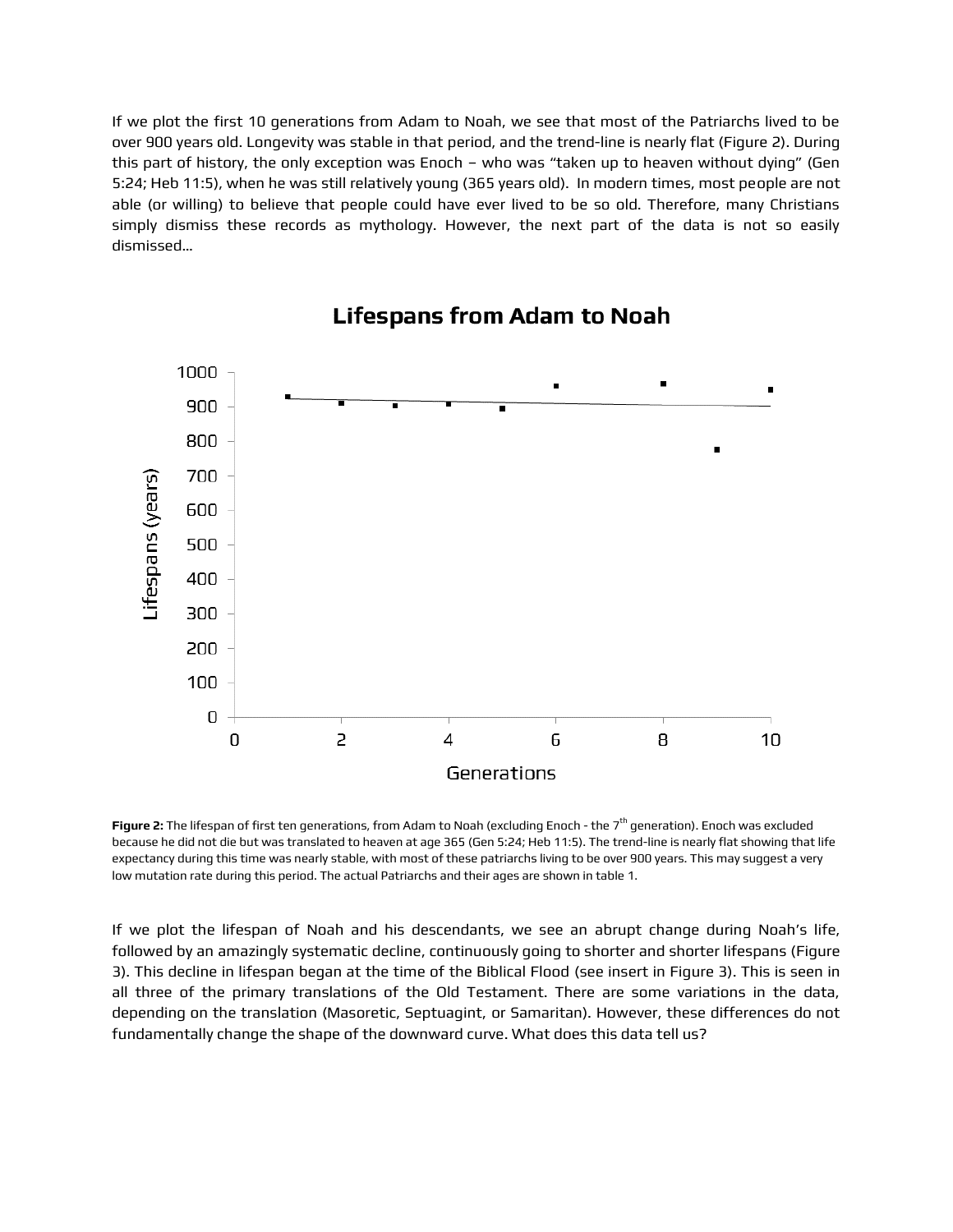If we plot the first 10 generations from Adam to Noah, we see that most of the Patriarchs lived to be over 900 years old. Longevity was stable in that period, and the trend-line is nearly flat (Figure 2). During this part of history, the only exception was Enoch – who was "taken up to heaven without dying" (Gen 5:24; Heb 11:5), when he was still relatively young (365 years old). In modern times, most people are not able (or willing) to believe that people could have ever lived to be so old. Therefore, many Christians simply dismiss these records as mythology. However, the next part of the data is not so easily dismissed…

**Lifespans from Adam to Noah**

**Figure 2:** The lifespan of first ten generations, from Adam to Noah (excluding Enoch - the 7th generation). Enoch was excluded because he did not die but was translated to heaven at age 365 (Gen 5:24; Heb 11:5). The trend-line is nearly flat showing that life expectancy during this time was nearly stable, with most of these patriarchs living to be over 900 years. This may suggest a very low mutation rate during this period. The actual Patriarchs and their ages are shown in table 1.

If we plot the lifespan of Noah and his descendants, we see an abrupt change during Noah's life, followed by an amazingly systematic decline, continuously going to shorter and shorter lifespans (Figure 3). This decline in lifespan began at the time of the Biblical Flood (see insert in Figure 3). This is seen in all three of the primary translations of the Old Testament. There are some variations in the data, depending on the translation (Masoretic, Septuagint, or Samaritan). However, these differences do not fundamentally change the shape of the downward curve. What does this data tell us?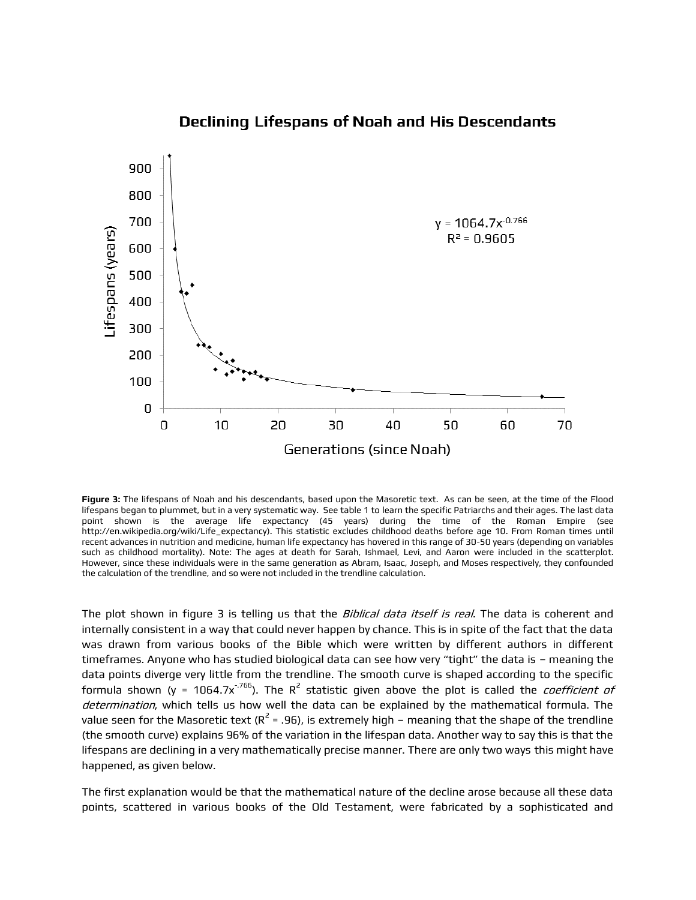**Figure 3:** The lifespans of Noah and his descendants, based upon the Masoretic text. As can be seen, at the time of the Flood lifespans began to plummet, but in a very systematic way. See table 1 to learn the specific Patriarchs and their ages. The last data point shown is the average life expectancy (45 years) during the time of the Roman Empire (see http://en.wikipedia.org/wiki/Life_expectancy). This statistic excludes childhood deaths before age 10. From Roman times until recent advances in nutrition and medicine, human life expectancy has hovered in this range of 30-50 years (depending on variables such as childhood mortality). Note: The ages at death for Sarah, Ishmael, Levi, and Aaron were included in the scatterplot. However, since these individuals were in the same generation as Abram, Isaac, Joseph, and Moses respectively, they confounded the calculation of the trendline, and so were not included in the trendline calculation.

The plot shown in figure 3 is telling us that the *Biblical data itself is real*. The data is coherent and internally consistent in a way that could never happen by chance. This is in spite of the fact that the data was drawn from various books of the Bible which were written by different authors in different timeframes. Anyone who has studied biological data can see how very "tight" the data is – meaning the data points diverge very little from the trendline. The smooth curve is shaped according to the specific formula shown ($y = 1064.7x^{-.766}$). The $R^2$ statistic given above the plot is called the *coefficient of determination*, which tells us how well the data can be explained by the mathematical formula. The value seen for the Masoretic text ($R^2 = .96$), is extremely high – meaning that the shape of the trendline (the smooth curve) explains 96% of the variation in the lifespan data. Another way to say this is that the lifespans are declining in a very mathematically precise manner. There are only two ways this might have happened, as given below.

The first explanation would be that the mathematical nature of the decline arose because all these data points, scattered in various books of the Old Testament, were fabricated by a sophisticated and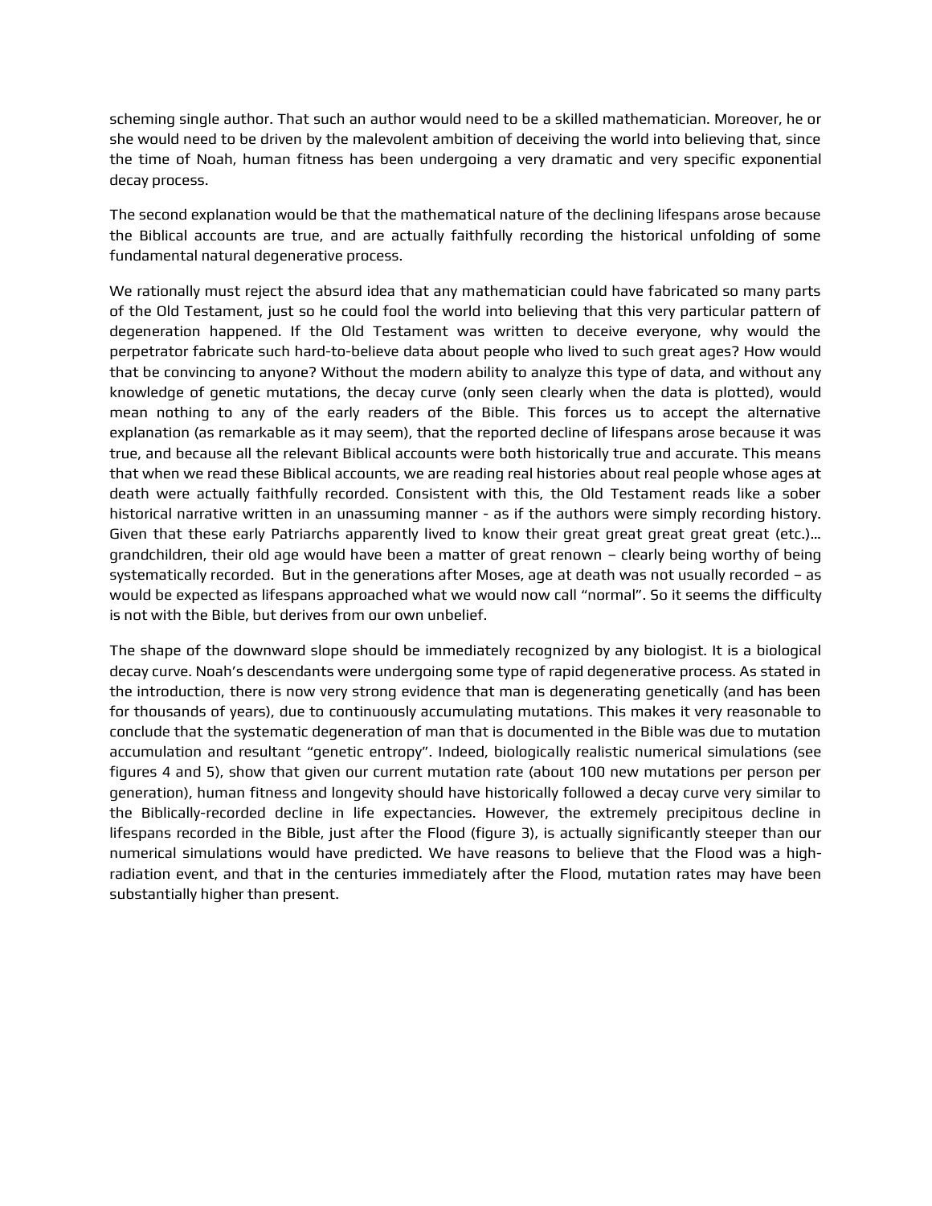scheming single author. That such an author would need to be a skilled mathematician. Moreover, he or she would need to be driven by the malevolent ambition of deceiving the world into believing that, since the time of Noah, human fitness has been undergoing a very dramatic and very specific exponential decay process.

The second explanation would be that the mathematical nature of the declining lifespans arose because the Biblical accounts are true, and are actually faithfully recording the historical unfolding of some fundamental natural degenerative process.

We rationally must reject the absurd idea that any mathematician could have fabricated so many parts of the Old Testament, just so he could fool the world into believing that this very particular pattern of degeneration happened. If the Old Testament was written to deceive everyone, why would the perpetrator fabricate such hard-to-believe data about people who lived to such great ages? How would that be convincing to anyone? Without the modern ability to analyze this type of data, and without any knowledge of genetic mutations, the decay curve (only seen clearly when the data is plotted), would mean nothing to any of the early readers of the Bible. This forces us to accept the alternative explanation (as remarkable as it may seem), that the reported decline of lifespans arose because it was true, and because all the relevant Biblical accounts were both historically true and accurate. This means that when we read these Biblical accounts, we are reading real histories about real people whose ages at death were actually faithfully recorded. Consistent with this, the Old Testament reads like a sober historical narrative written in an unassuming manner - as if the authors were simply recording history. Given that these early Patriarchs apparently lived to know their great great great great great (etc.)… grandchildren, their old age would have been a matter of great renown – clearly being worthy of being systematically recorded. But in the generations after Moses, age at death was not usually recorded – as would be expected as lifespans approached what we would now call "normal". So it seems the difficulty is not with the Bible, but derives from our own unbelief.

The shape of the downward slope should be immediately recognized by any biologist. It is a biological decay curve. Noah's descendants were undergoing some type of rapid degenerative process. As stated in the introduction, there is now very strong evidence that man is degenerating genetically (and has been for thousands of years), due to continuously accumulating mutations. This makes it very reasonable to conclude that the systematic degeneration of man that is documented in the Bible was due to mutation accumulation and resultant "genetic entropy". Indeed, biologically realistic numerical simulations (see figures 4 and 5), show that given our current mutation rate (about 100 new mutations per person per generation), human fitness and longevity should have historically followed a decay curve very similar to the Biblically-recorded decline in life expectancies. However, the extremely precipitous decline in lifespans recorded in the Bible, just after the Flood (figure 3), is actually significantly steeper than our numerical simulations would have predicted. We have reasons to believe that the Flood was a high-radiation event, and that in the centuries immediately after the Flood, mutation rates may have been substantially higher than present.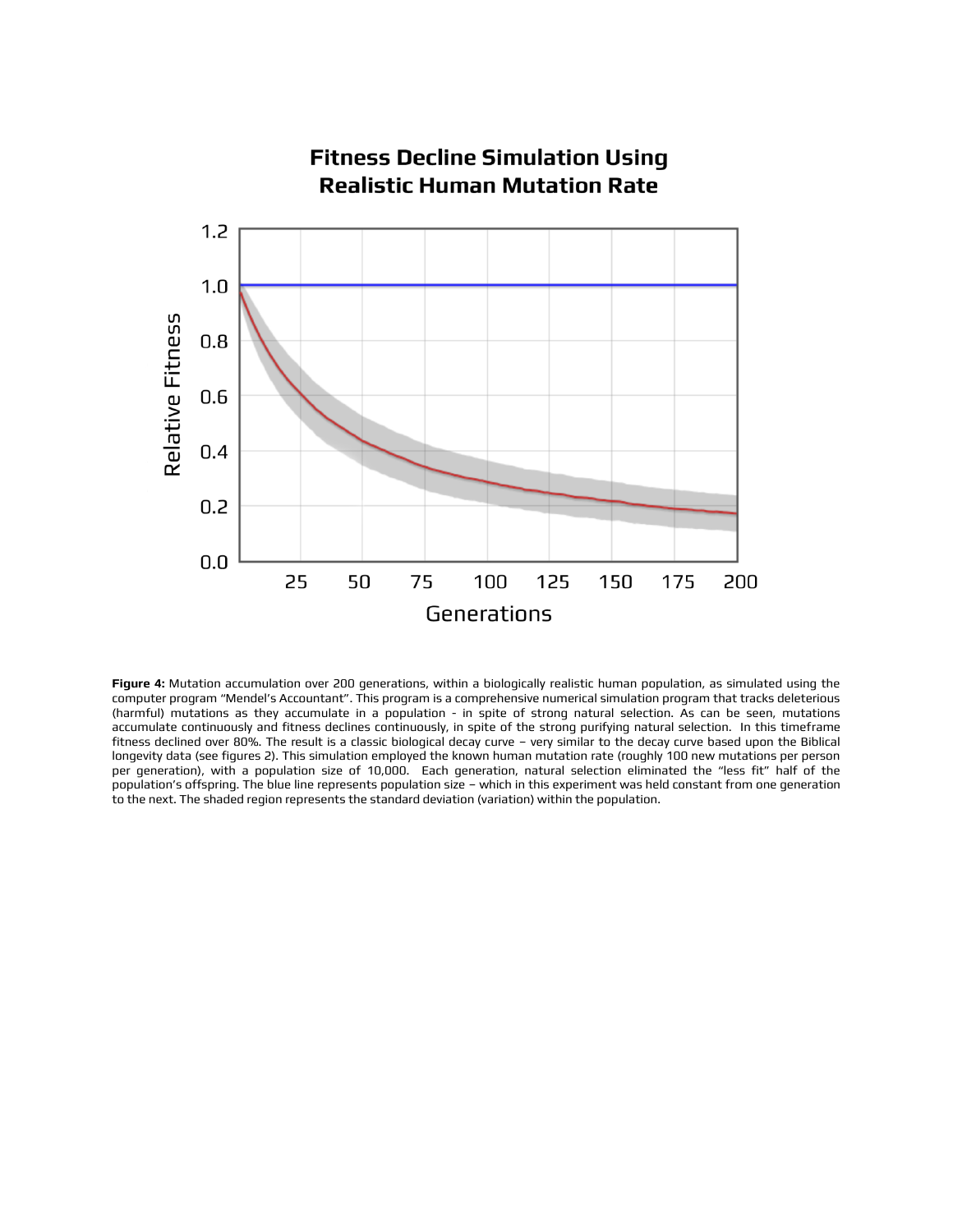Fitness Decline Simulation Using Realistic Human Mutation Rate

**Figure 4:** Mutation accumulation over 200 generations, within a biologically realistic human population, as simulated using the computer program "Mendel's Accountant". This program is a comprehensive numerical simulation program that tracks deleterious (harmful) mutations as they accumulate in a population - in spite of strong natural selection. As can be seen, mutations accumulate continuously and fitness declines continuously, in spite of the strong purifying natural selection. In this timeframe fitness declined over 80%. The result is a classic biological decay curve – very similar to the decay curve based upon the Biblical longevity data (see figures 2). This simulation employed the known human mutation rate (roughly 100 new mutations per person per generation), with a population size of 10,000. Each generation, natural selection eliminated the "less fit" half of the population's offspring. The blue line represents population size – which in this experiment was held constant from one generation to the next. The shaded region represents the standard deviation (variation) within the population.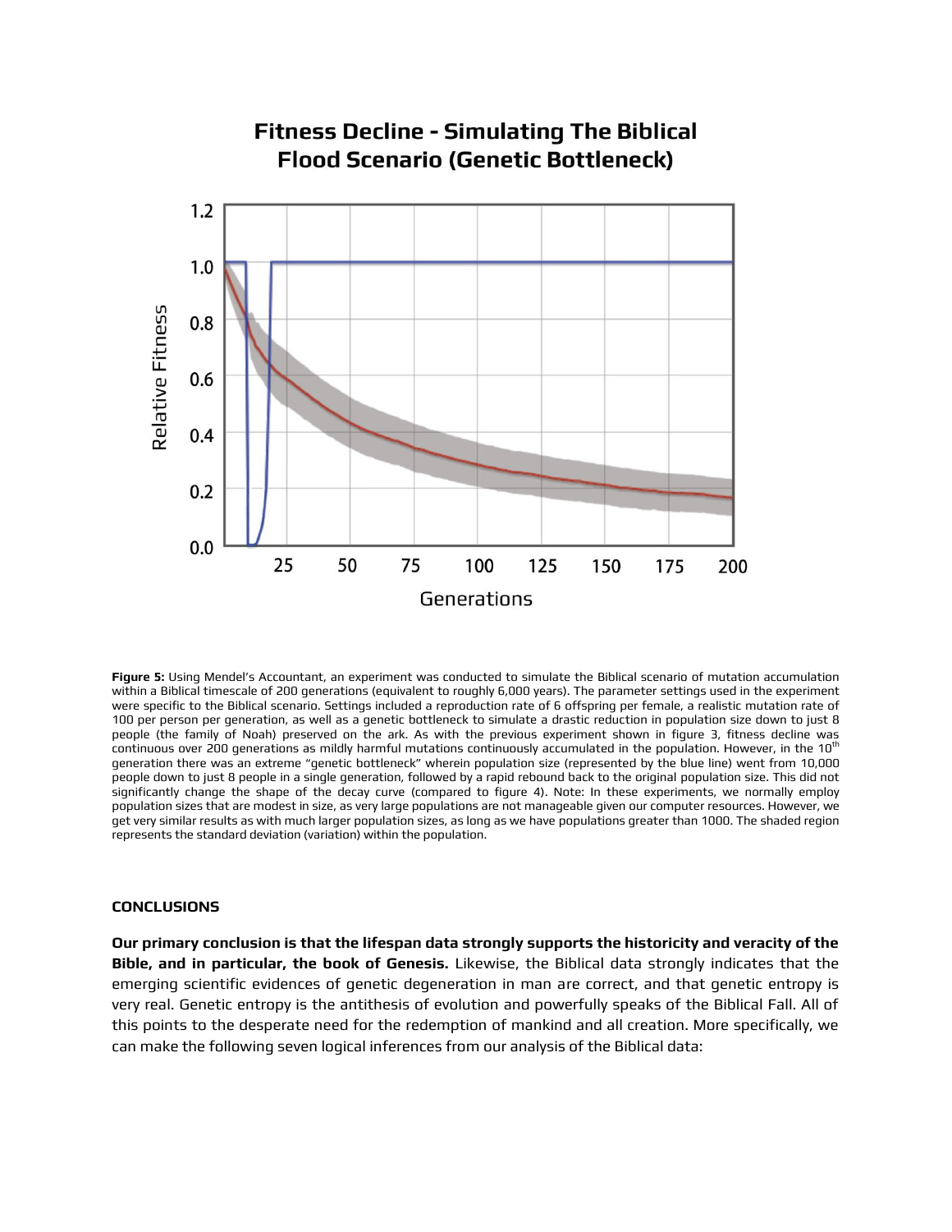**Figure 5:** Using Mendel's Accountant, an experiment was conducted to simulate the Biblical scenario of mutation accumulation within a Biblical timescale of 200 generations (equivalent to roughly 6,000 years). The parameter settings used in the experiment were specific to the Biblical scenario. Settings included a reproduction rate of 6 offspring per female, a realistic mutation rate of 100 per person per generation, as well as a genetic bottleneck to simulate a drastic reduction in population size down to just 8 people (the family of Noah) preserved on the ark. As with the previous experiment shown in figure 3, fitness decline was continuous over 200 generations as mildly harmful mutations continuously accumulated in the population. However, in the 10th generation there was an extreme "genetic bottleneck" wherein population size (represented by the blue line) went from 10,000 people down to just 8 people in a single generation, followed by a rapid rebound back to the original population size. This did not significantly change the shape of the decay curve (compared to figure 4). Note: In these experiments, we normally employ population sizes that are modest in size, as very large populations are not manageable given our computer resources. However, we get very similar results as with much larger population sizes, as long as we have populations greater than 1000. The shaded region represents the standard deviation (variation) within the population.

## CONCLUSIONS

**Our primary conclusion is that the lifespan data strongly supports the historicity and veracity of the Bible, and in particular, the book of Genesis.** Likewise, the Biblical data strongly indicates that the emerging scientific evidences of genetic degeneration in man are correct, and that genetic entropy is very real. Genetic entropy is the antithesis of evolution and powerfully speaks of the Biblical Fall. All of this points to the desperate need for the redemption of mankind and all creation. More specifically, we can make the following seven logical inferences from our analysis of the Biblical data: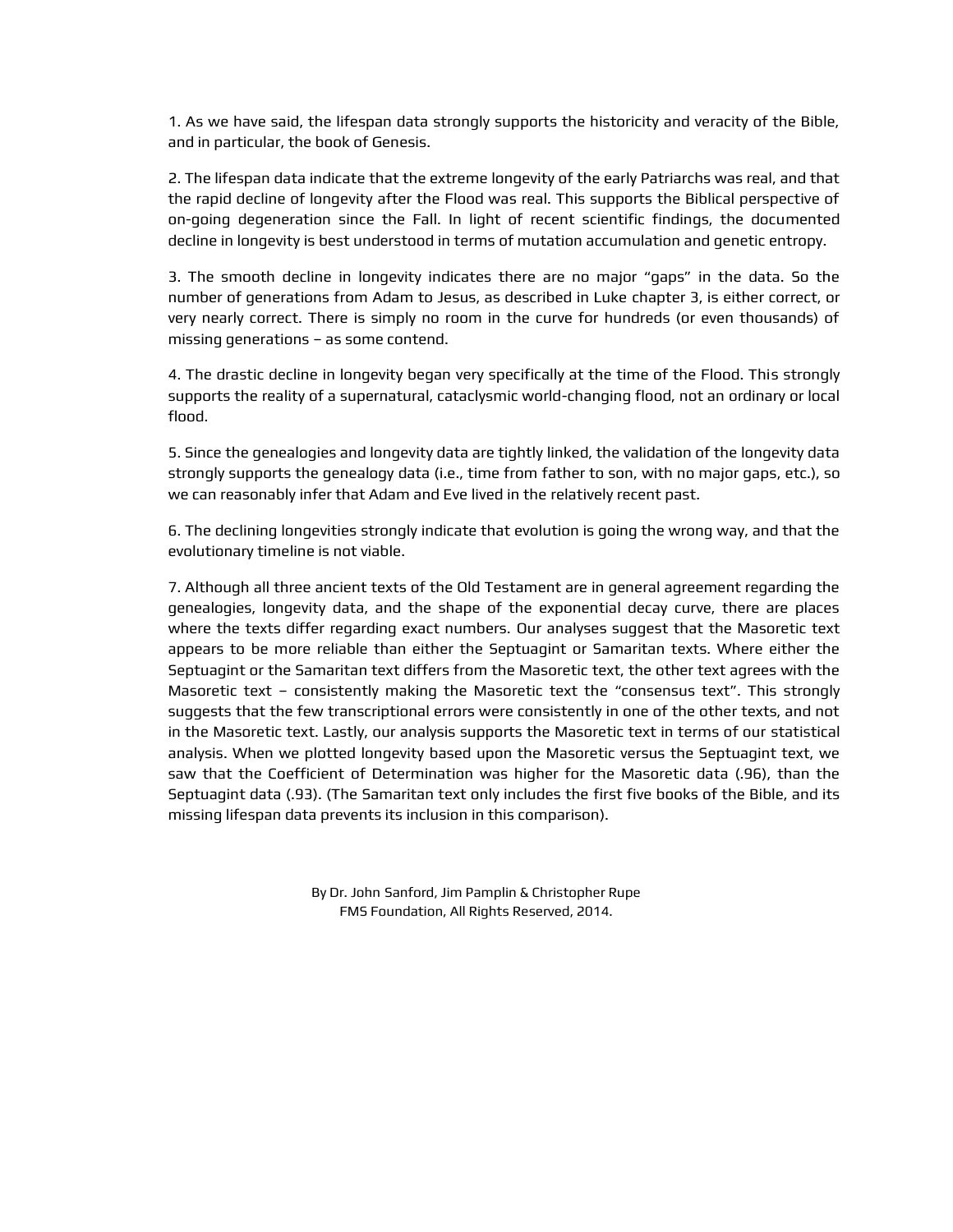1. As we have said, the lifespan data strongly supports the historicity and veracity of the Bible, and in particular, the book of Genesis.

2. The lifespan data indicate that the extreme longevity of the early Patriarchs was real, and that the rapid decline of longevity after the Flood was real. This supports the Biblical perspective of on-going degeneration since the Fall. In light of recent scientific findings, the documented decline in longevity is best understood in terms of mutation accumulation and genetic entropy.

3. The smooth decline in longevity indicates there are no major "gaps" in the data. So the number of generations from Adam to Jesus, as described in Luke chapter 3, is either correct, or very nearly correct. There is simply no room in the curve for hundreds (or even thousands) of missing generations – as some contend.

4. The drastic decline in longevity began very specifically at the time of the Flood. This strongly supports the reality of a supernatural, cataclysmic world-changing flood, not an ordinary or local flood.

5. Since the genealogies and longevity data are tightly linked, the validation of the longevity data strongly supports the genealogy data (i.e., time from father to son, with no major gaps, etc.), so we can reasonably infer that Adam and Eve lived in the relatively recent past.

6. The declining longevities strongly indicate that evolution is going the wrong way, and that the evolutionary timeline is not viable.

7. Although all three ancient texts of the Old Testament are in general agreement regarding the genealogies, longevity data, and the shape of the exponential decay curve, there are places where the texts differ regarding exact numbers. Our analyses suggest that the Masoretic text appears to be more reliable than either the Septuagint or Samaritan texts. Where either the Septuagint or the Samaritan text differs from the Masoretic text, the other text agrees with the Masoretic text – consistently making the Masoretic text the "consensus text". This strongly suggests that the few transcriptional errors were consistently in one of the other texts, and not in the Masoretic text. Lastly, our analysis supports the Masoretic text in terms of our statistical analysis. When we plotted longevity based upon the Masoretic versus the Septuagint text, we saw that the Coefficient of Determination was higher for the Masoretic data (.96), than the Septuagint data (.93). (The Samaritan text only includes the first five books of the Bible, and its missing lifespan data prevents its inclusion in this comparison).

By Dr. John Sanford, Jim Pamplin & Christopher Rupe
FMS Foundation, All Rights Reserved, 2014.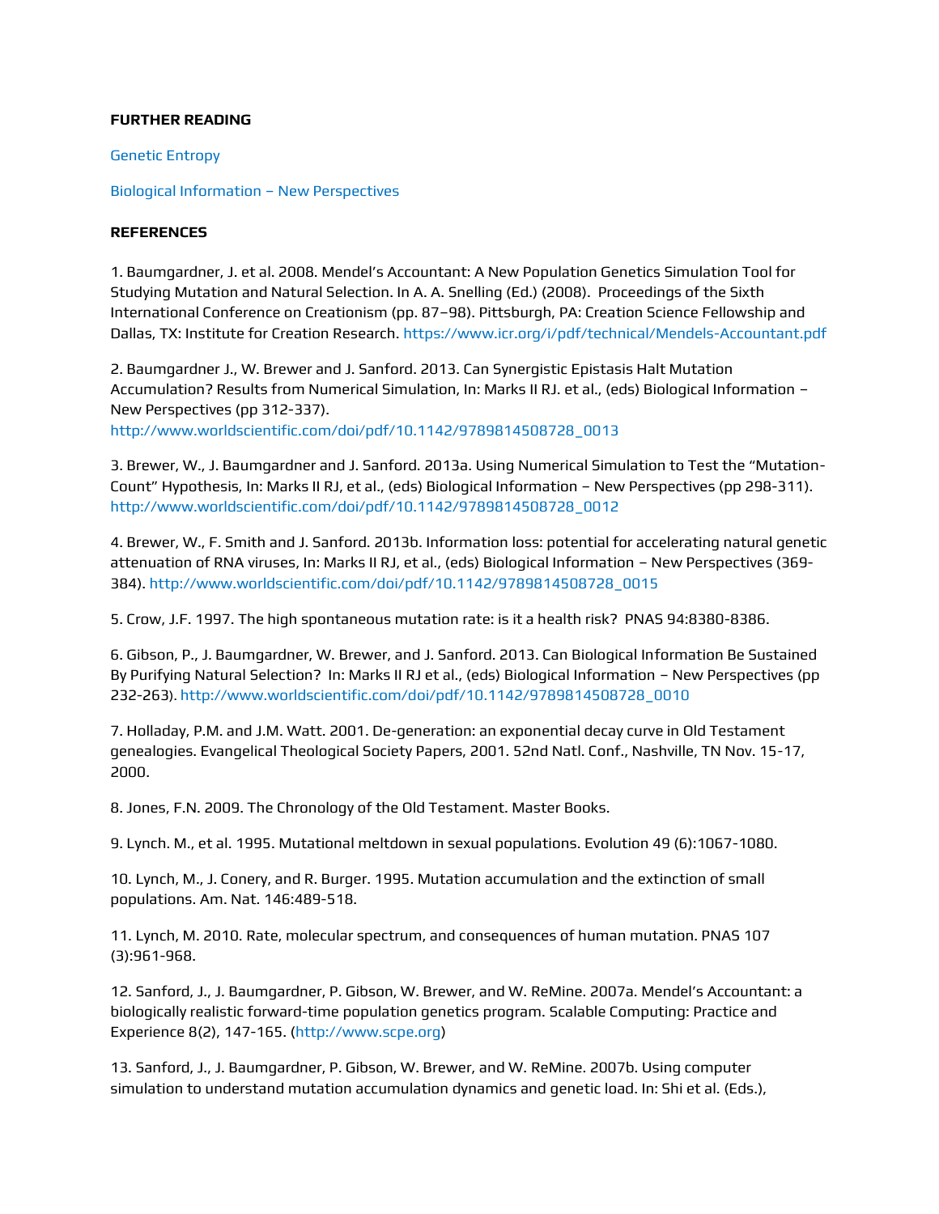**FURTHER READING**

Genetic Entropy

Biological Information – New Perspectives

**REFERENCES**

1. Baumgardner, J. et al. 2008. Mendel's Accountant: A New Population Genetics Simulation Tool for Studying Mutation and Natural Selection. In A. A. Snelling (Ed.) (2008). Proceedings of the Sixth International Conference on Creationism (pp. 87–98). Pittsburgh, PA: Creation Science Fellowship and Dallas, TX: Institute for Creation Research. https://www.icr.org/i/pdf/technical/Mendels-Accountant.pdf

2. Baumgardner J., W. Brewer and J. Sanford. 2013. Can Synergistic Epistasis Halt Mutation Accumulation? Results from Numerical Simulation, In: Marks II RJ. et al., (eds) Biological Information – New Perspectives (pp 312-337). http://www.worldscientific.com/doi/pdf/10.1142/9789814508728_0013

3. Brewer, W., J. Baumgardner and J. Sanford. 2013a. Using Numerical Simulation to Test the "Mutation-Count" Hypothesis, In: Marks II RJ, et al., (eds) Biological Information – New Perspectives (pp 298-311). http://www.worldscientific.com/doi/pdf/10.1142/9789814508728_0012

4. Brewer, W., F. Smith and J. Sanford. 2013b. Information loss: potential for accelerating natural genetic attenuation of RNA viruses, In: Marks II RJ, et al., (eds) Biological Information – New Perspectives (369-384). http://www.worldscientific.com/doi/pdf/10.1142/9789814508728_0015

5. Crow, J.F. 1997. The high spontaneous mutation rate: is it a health risk? PNAS 94:8380-8386.

6. Gibson, P., J. Baumgardner, W. Brewer, and J. Sanford. 2013. Can Biological Information Be Sustained By Purifying Natural Selection? In: Marks II RJ et al., (eds) Biological Information – New Perspectives (pp 232-263). http://www.worldscientific.com/doi/pdf/10.1142/9789814508728_0010

7. Holladay, P.M. and J.M. Watt. 2001. De-generation: an exponential decay curve in Old Testament genealogies. Evangelical Theological Society Papers, 2001. 52nd Natl. Conf., Nashville, TN Nov. 15-17, 2000.

8. Jones, F.N. 2009. The Chronology of the Old Testament. Master Books.

9. Lynch. M., et al. 1995. Mutational meltdown in sexual populations. Evolution 49 (6):1067-1080.

10. Lynch, M., J. Conery, and R. Burger. 1995. Mutation accumulation and the extinction of small populations. Am. Nat. 146:489-518.

11. Lynch, M. 2010. Rate, molecular spectrum, and consequences of human mutation. PNAS 107 (3):961-968.

12. Sanford, J., J. Baumgardner, P. Gibson, W. Brewer, and W. ReMine. 2007a. Mendel's Accountant: a biologically realistic forward-time population genetics program. Scalable Computing: Practice and Experience 8(2), 147-165. (http://www.scpe.org)

13. Sanford, J., J. Baumgardner, P. Gibson, W. Brewer, and W. ReMine. 2007b. Using computer simulation to understand mutation accumulation dynamics and genetic load. In: Shi et al. (Eds.),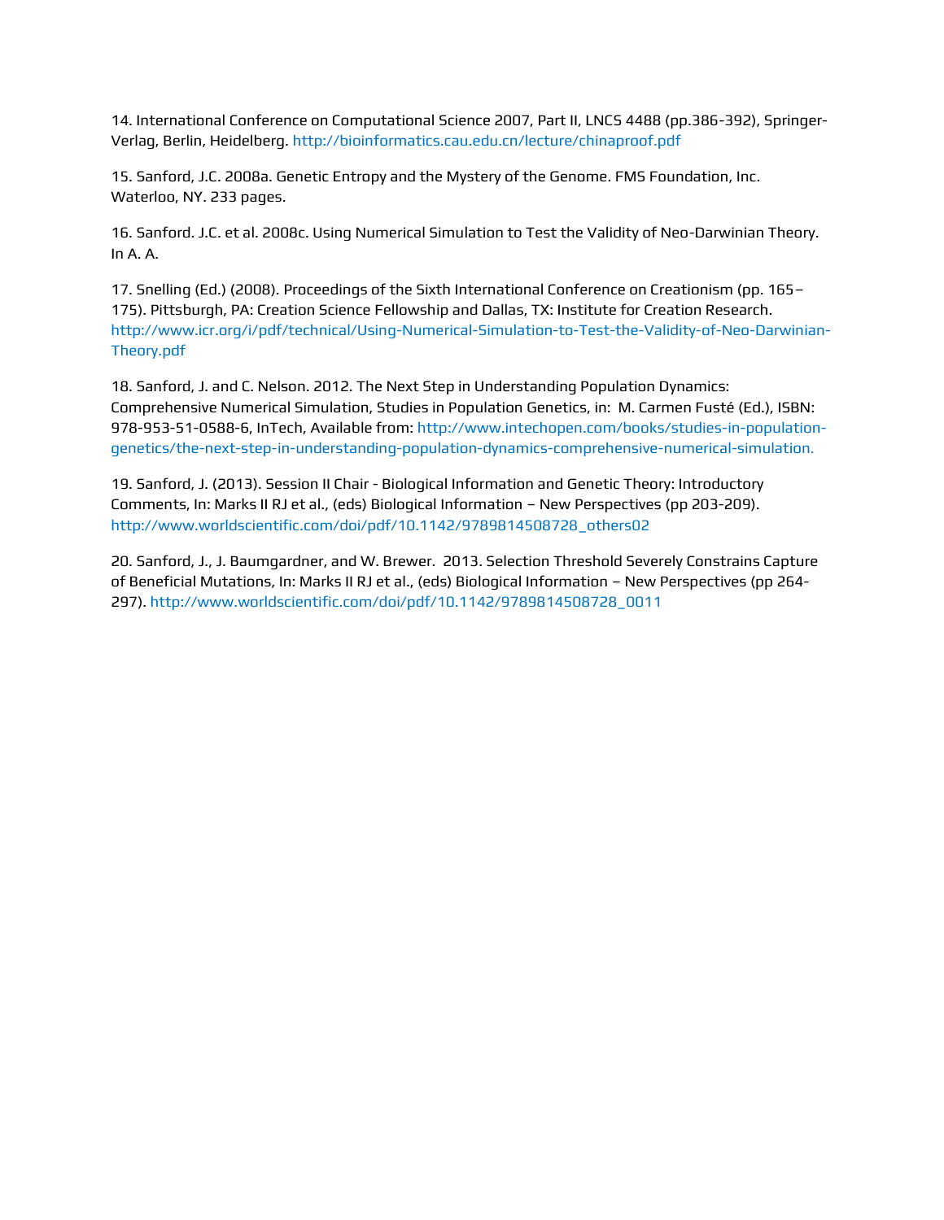14. International Conference on Computational Science 2007, Part II, LNCS 4488 (pp.386-392), Springer-Verlag, Berlin, Heidelberg. http://bioinformatics.cau.edu.cn/lecture/chinaproof.pdf

15. Sanford, J.C. 2008a. Genetic Entropy and the Mystery of the Genome. FMS Foundation, Inc. Waterloo, NY. 233 pages.

16. Sanford. J.C. et al. 2008c. Using Numerical Simulation to Test the Validity of Neo-Darwinian Theory. In A. A.

17. Snelling (Ed.) (2008). Proceedings of the Sixth International Conference on Creationism (pp. 165–175). Pittsburgh, PA: Creation Science Fellowship and Dallas, TX: Institute for Creation Research. http://www.icr.org/i/pdf/technical/Using-Numerical-Simulation-to-Test-the-Validity-of-Neo-Darwinian-Theory.pdf

18. Sanford, J. and C. Nelson. 2012. The Next Step in Understanding Population Dynamics: Comprehensive Numerical Simulation, Studies in Population Genetics, in: M. Carmen Fusté (Ed.), ISBN: 978-953-51-0588-6, InTech, Available from: http://www.intechopen.com/books/studies-in-population-genetics/the-next-step-in-understanding-population-dynamics-comprehensive-numerical-simulation.

19. Sanford, J. (2013). Session II Chair - Biological Information and Genetic Theory: Introductory Comments, In: Marks II RJ et al., (eds) Biological Information – New Perspectives (pp 203-209). http://www.worldscientific.com/doi/pdf/10.1142/9789814508728_others02

20. Sanford, J., J. Baumgardner, and W. Brewer. 2013. Selection Threshold Severely Constrains Capture of Beneficial Mutations, In: Marks II RJ et al., (eds) Biological Information – New Perspectives (pp 264-297). http://www.worldscientific.com/doi/pdf/10.1142/9789814508728_0011